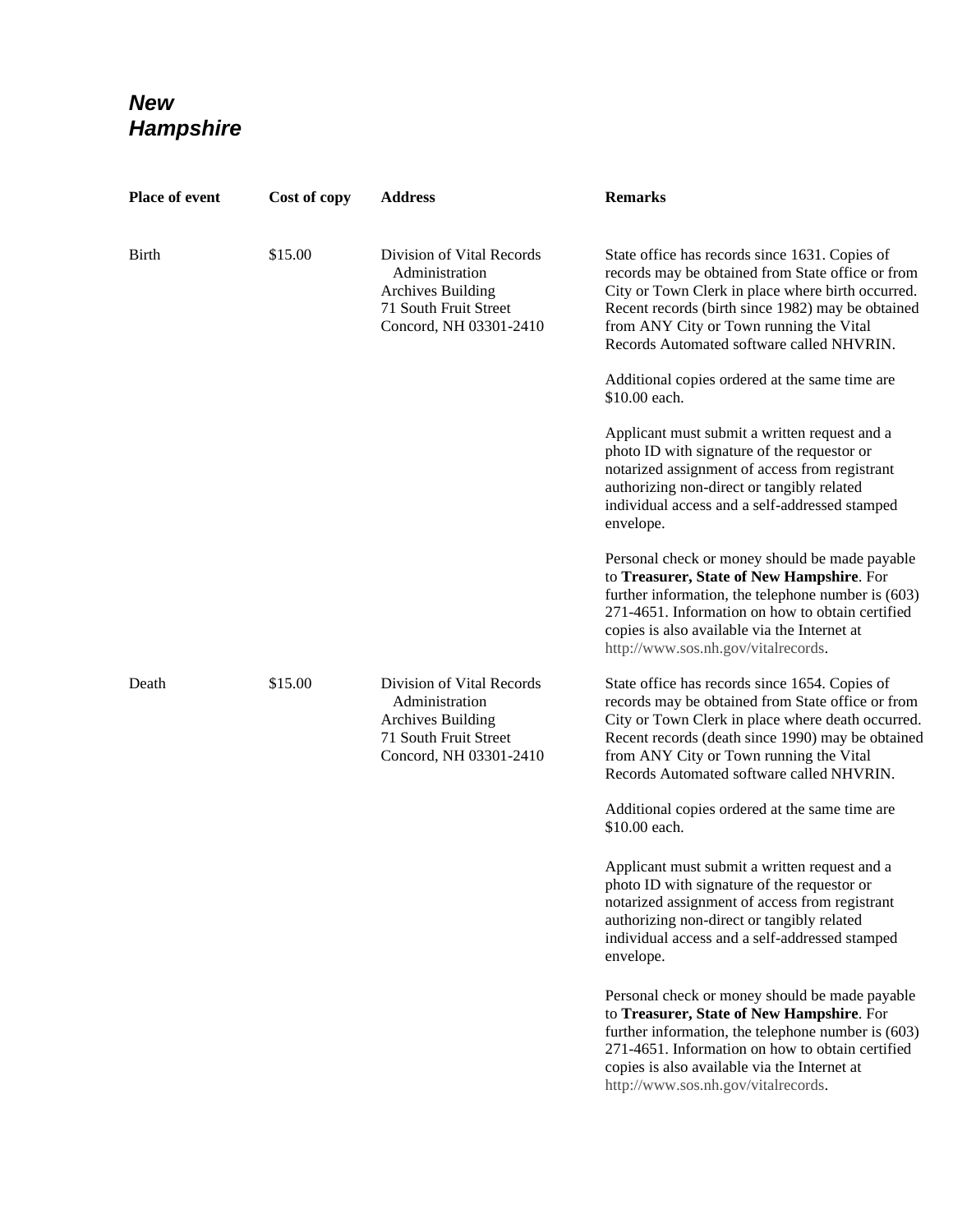# *New Hampshire*

| Place of event | Cost of copy | Address | Remarks |
|---|---|---|---|
| Birth | $15.00 | Division of Vital Records Administration<br>Archives Building<br>71 South Fruit Street<br>Concord, NH 03301-2410 | State office has records since 1631. Copies of records may be obtained from State office or from City or Town Clerk in place where birth occurred. Recent records (birth since 1982) may be obtained from ANY City or Town running the Vital Records Automated software called NHVRIN.<br><br>Additional copies ordered at the same time are $10.00 each.<br><br>Applicant must submit a written request and a photo ID with signature of the requestor or notarized assignment of access from registrant authorizing non-direct or tangibly related individual access and a self-addressed stamped envelope.<br><br>Personal check or money should be made payable to **Treasurer, State of New Hampshire**. For further information, the telephone number is (603) 271-4651. Information on how to obtain certified copies is also available via the Internet at http://www.sos.nh.gov/vitalrecords. |
| Death | $15.00 | Division of Vital Records Administration<br>Archives Building<br>71 South Fruit Street<br>Concord, NH 03301-2410 | State office has records since 1654. Copies of records may be obtained from State office or from City or Town Clerk in place where death occurred. Recent records (death since 1990) may be obtained from ANY City or Town running the Vital Records Automated software called NHVRIN.<br><br>Additional copies ordered at the same time are $10.00 each.<br><br>Applicant must submit a written request and a photo ID with signature of the requestor or notarized assignment of access from registrant authorizing non-direct or tangibly related individual access and a self-addressed stamped envelope.<br><br>Personal check or money should be made payable to **Treasurer, State of New Hampshire**. For further information, the telephone number is (603) 271-4651. Information on how to obtain certified copies is also available via the Internet at http://www.sos.nh.gov/vitalrecords. |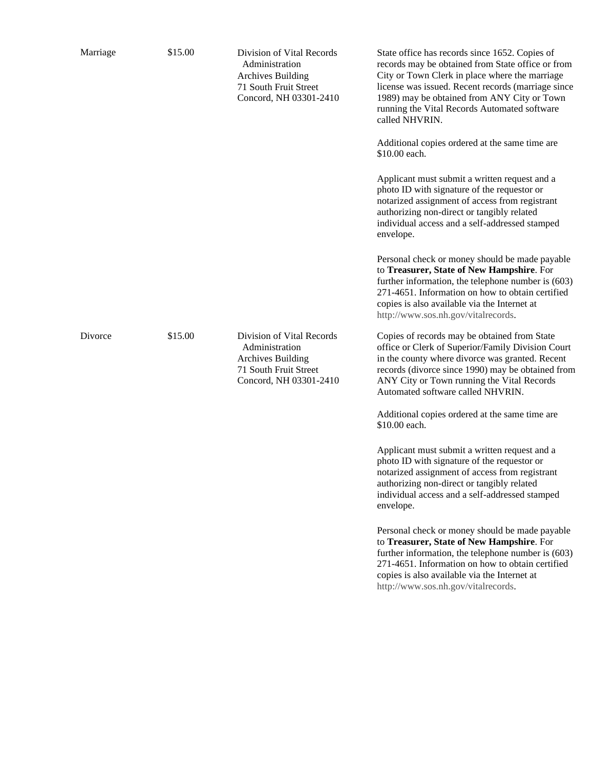| | | | |
|---|---|---|---|
| Marriage | $15.00 | Division of Vital Records Administration<br>Archives Building<br>71 South Fruit Street<br>Concord, NH 03301-2410 | State office has records since 1652. Copies of records may be obtained from State office or from City or Town Clerk in place where the marriage license was issued. Recent records (marriage since 1989) may be obtained from ANY City or Town running the Vital Records Automated software called NHVRIN.<br><br>Additional copies ordered at the same time are $10.00 each.<br><br>Applicant must submit a written request and a photo ID with signature of the requestor or notarized assignment of access from registrant authorizing non-direct or tangibly related individual access and a self-addressed stamped envelope.<br><br>Personal check or money should be made payable to **Treasurer, State of New Hampshire**. For further information, the telephone number is (603) 271-4651. Information on how to obtain certified copies is also available via the Internet at http://www.sos.nh.gov/vitalrecords. |
| Divorce | $15.00 | Division of Vital Records Administration<br>Archives Building<br>71 South Fruit Street<br>Concord, NH 03301-2410 | Copies of records may be obtained from State office or Clerk of Superior/Family Division Court in the county where divorce was granted. Recent records (divorce since 1990) may be obtained from ANY City or Town running the Vital Records Automated software called NHVRIN.<br><br>Additional copies ordered at the same time are $10.00 each.<br><br>Applicant must submit a written request and a photo ID with signature of the requestor or notarized assignment of access from registrant authorizing non-direct or tangibly related individual access and a self-addressed stamped envelope.<br><br>Personal check or money should be made payable to **Treasurer, State of New Hampshire**. For further information, the telephone number is (603) 271-4651. Information on how to obtain certified copies is also available via the Internet at http://www.sos.nh.gov/vitalrecords. |